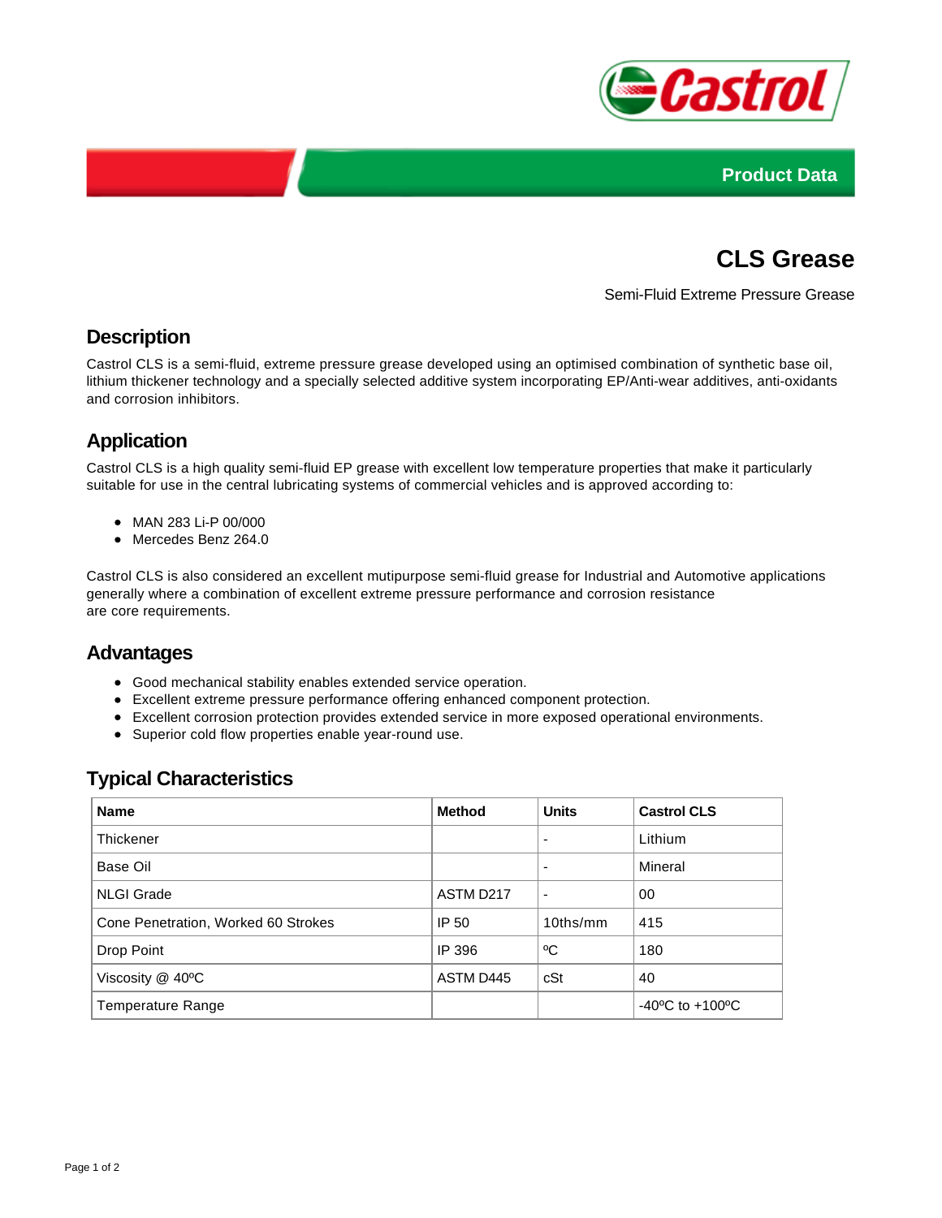Product Data

# CLS Grease

Semi-Fluid Extreme Pressure Grease

## Description

Castrol CLS is a semi-fluid, extreme pressure grease developed using an optimised combination of synthetic base oil, lithium thickener technology and a specially selected additive system incorporating EP/Anti-wear additives, anti-oxidants and corrosion inhibitors.

## Application

Castrol CLS is a high quality semi-fluid EP grease with excellent low temperature properties that make it particularly suitable for use in the central lubricating systems of commercial vehicles and is approved according to:

- MAN 283 Li-P 00/000
- Mercedes Benz 264.0

Castrol CLS is also considered an excellent mutipurpose semi-fluid grease for Industrial and Automotive applications generally where a combination of excellent extreme pressure performance and corrosion resistance are core requirements.

## Advantages

- Good mechanical stability enables extended service operation.
- Excellent extreme pressure performance offering enhanced component protection.
- Excellent corrosion protection provides extended service in more exposed operational environments.
- Superior cold flow properties enable year-round use.

## Typical Characteristics

| Name | Method | Units | Castrol CLS |
|---|---|---|---|
| Thickener | | - | Lithium |
| Base Oil | | - | Mineral |
| NLGI Grade | ASTM D217 | - | 00 |
| Cone Penetration, Worked 60 Strokes | IP 50 | 10ths/mm | 415 |
| Drop Point | IP 396 | ºC | 180 |
| Viscosity @ 40ºC | ASTM D445 | cSt | 40 |
| Temperature Range | | | -40ºC to +100ºC |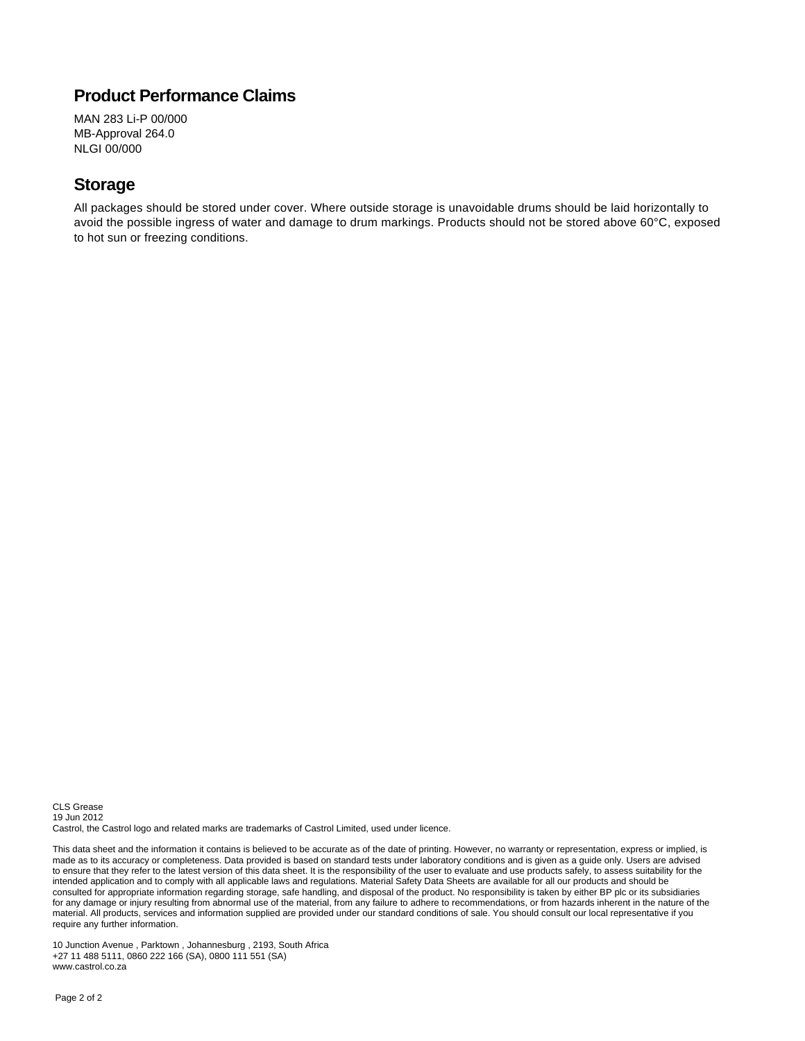## Product Performance Claims

MAN 283 Li-P 00/000
MB-Approval 264.0
NLGI 00/000

## Storage

All packages should be stored under cover. Where outside storage is unavoidable drums should be laid horizontally to avoid the possible ingress of water and damage to drum markings. Products should not be stored above 60°C, exposed to hot sun or freezing conditions.

CLS Grease
19 Jun 2012
Castrol, the Castrol logo and related marks are trademarks of Castrol Limited, used under licence.

This data sheet and the information it contains is believed to be accurate as of the date of printing. However, no warranty or representation, express or implied, is made as to its accuracy or completeness. Data provided is based on standard tests under laboratory conditions and is given as a guide only. Users are advised to ensure that they refer to the latest version of this data sheet. It is the responsibility of the user to evaluate and use products safely, to assess suitability for the intended application and to comply with all applicable laws and regulations. Material Safety Data Sheets are available for all our products and should be consulted for appropriate information regarding storage, safe handling, and disposal of the product. No responsibility is taken by either BP plc or its subsidiaries for any damage or injury resulting from abnormal use of the material, from any failure to adhere to recommendations, or from hazards inherent in the nature of the material. All products, services and information supplied are provided under our standard conditions of sale. You should consult our local representative if you require any further information.

10 Junction Avenue , Parktown , Johannesburg , 2193, South Africa
+27 11 488 5111, 0860 222 166 (SA), 0800 111 551 (SA)
www.castrol.co.za